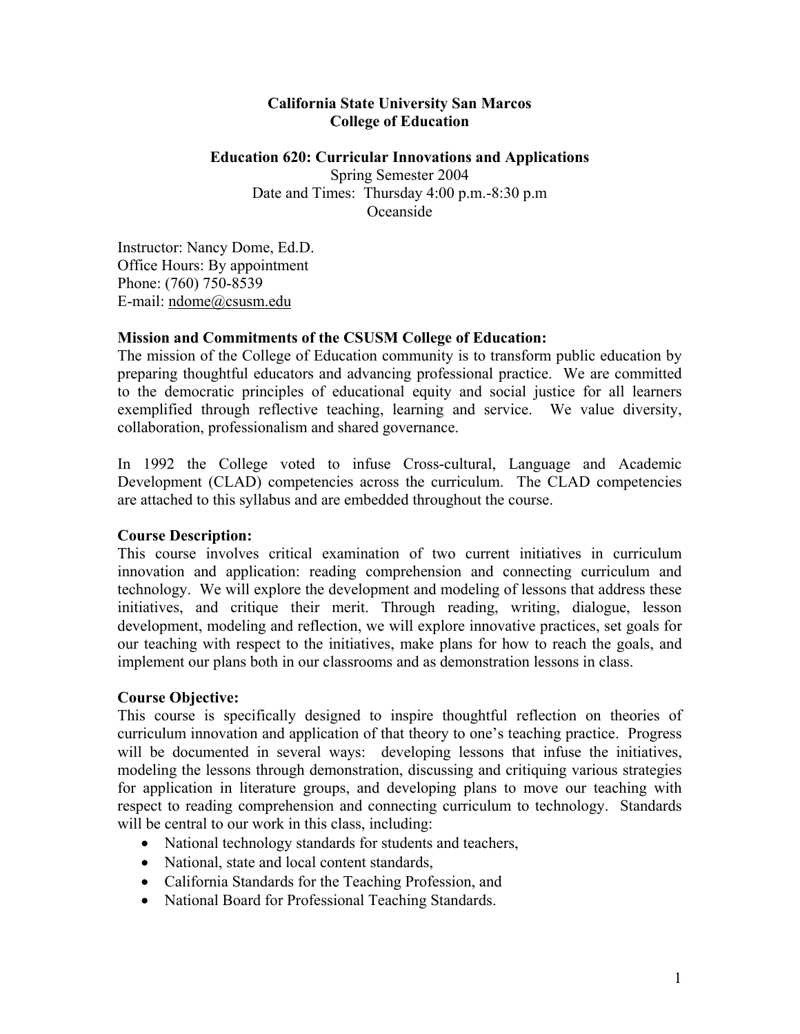**California State University San Marcos**
**College of Education**

**Education 620: Curricular Innovations and Applications**
Spring Semester 2004
Date and Times: Thursday 4:00 p.m.-8:30 p.m
Oceanside

Instructor: Nancy Dome, Ed.D.
Office Hours: By appointment
Phone: (760) 750-8539
E-mail: ndome@csusm.edu

**Mission and Commitments of the CSUSM College of Education:**
The mission of the College of Education community is to transform public education by preparing thoughtful educators and advancing professional practice. We are committed to the democratic principles of educational equity and social justice for all learners exemplified through reflective teaching, learning and service. We value diversity, collaboration, professionalism and shared governance.

In 1992 the College voted to infuse Cross-cultural, Language and Academic Development (CLAD) competencies across the curriculum. The CLAD competencies are attached to this syllabus and are embedded throughout the course.

**Course Description:**
This course involves critical examination of two current initiatives in curriculum innovation and application: reading comprehension and connecting curriculum and technology. We will explore the development and modeling of lessons that address these initiatives, and critique their merit. Through reading, writing, dialogue, lesson development, modeling and reflection, we will explore innovative practices, set goals for our teaching with respect to the initiatives, make plans for how to reach the goals, and implement our plans both in our classrooms and as demonstration lessons in class.

**Course Objective:**
This course is specifically designed to inspire thoughtful reflection on theories of curriculum innovation and application of that theory to one's teaching practice. Progress will be documented in several ways: developing lessons that infuse the initiatives, modeling the lessons through demonstration, discussing and critiquing various strategies for application in literature groups, and developing plans to move our teaching with respect to reading comprehension and connecting curriculum to technology. Standards will be central to our work in this class, including:

- National technology standards for students and teachers,
- National, state and local content standards,
- California Standards for the Teaching Profession, and
- National Board for Professional Teaching Standards.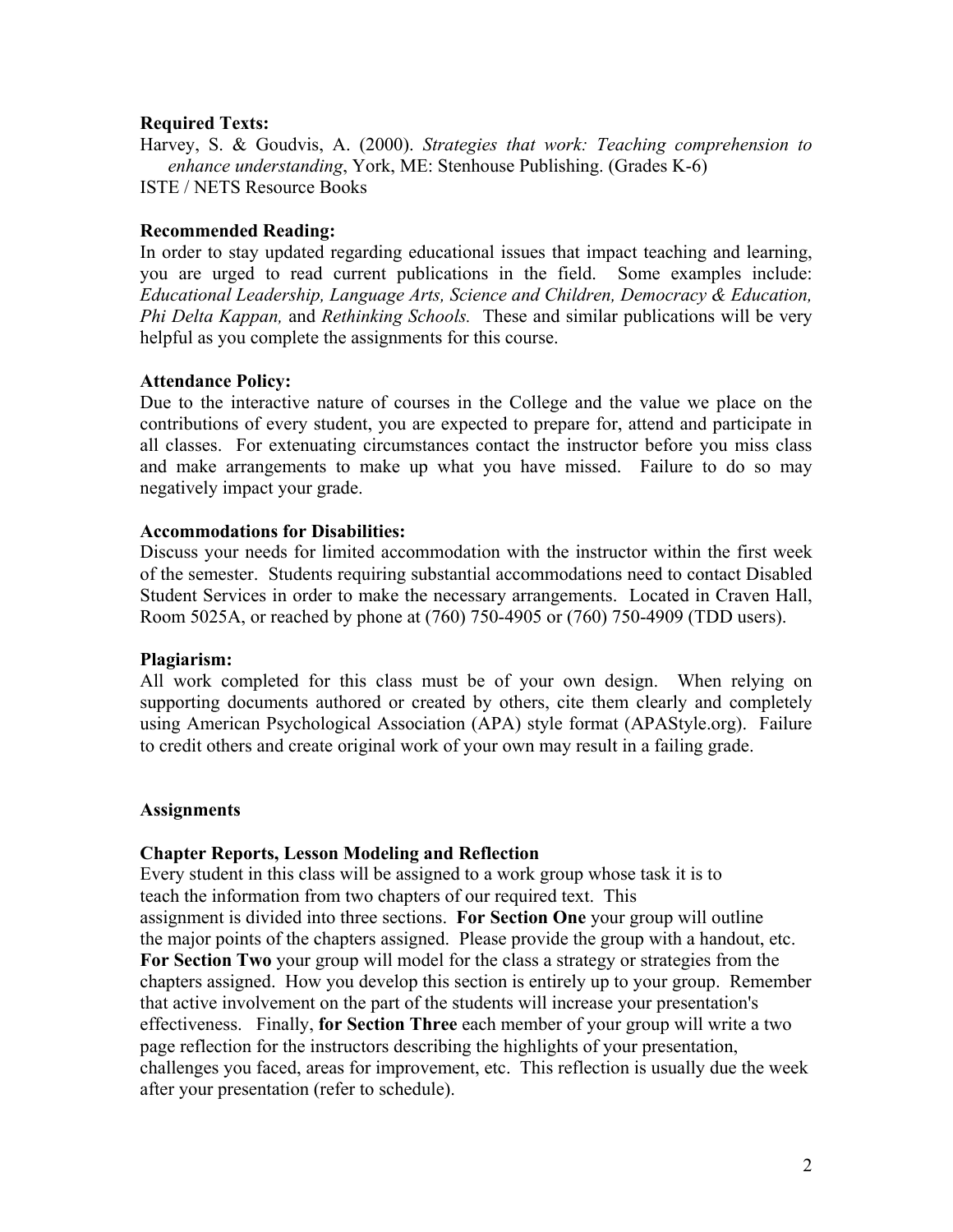**Required Texts:**

Harvey, S. & Goudvis, A. (2000). *Strategies that work: Teaching comprehension to enhance understanding*, York, ME: Stenhouse Publishing. (Grades K-6)

ISTE / NETS Resource Books

**Recommended Reading:**

In order to stay updated regarding educational issues that impact teaching and learning, you are urged to read current publications in the field. Some examples include: *Educational Leadership, Language Arts, Science and Children, Democracy & Education, Phi Delta Kappan,* and *Rethinking Schools.* These and similar publications will be very helpful as you complete the assignments for this course.

**Attendance Policy:**

Due to the interactive nature of courses in the College and the value we place on the contributions of every student, you are expected to prepare for, attend and participate in all classes. For extenuating circumstances contact the instructor before you miss class and make arrangements to make up what you have missed. Failure to do so may negatively impact your grade.

**Accommodations for Disabilities:**

Discuss your needs for limited accommodation with the instructor within the first week of the semester. Students requiring substantial accommodations need to contact Disabled Student Services in order to make the necessary arrangements. Located in Craven Hall, Room 5025A, or reached by phone at (760) 750-4905 or (760) 750-4909 (TDD users).

**Plagiarism:**

All work completed for this class must be of your own design. When relying on supporting documents authored or created by others, cite them clearly and completely using American Psychological Association (APA) style format (APAStyle.org). Failure to credit others and create original work of your own may result in a failing grade.

**Assignments**

**Chapter Reports, Lesson Modeling and Reflection**

Every student in this class will be assigned to a work group whose task it is to teach the information from two chapters of our required text. This assignment is divided into three sections. **For Section One** your group will outline the major points of the chapters assigned. Please provide the group with a handout, etc. **For Section Two** your group will model for the class a strategy or strategies from the chapters assigned. How you develop this section is entirely up to your group. Remember that active involvement on the part of the students will increase your presentation's effectiveness. Finally, **for Section Three** each member of your group will write a two page reflection for the instructors describing the highlights of your presentation, challenges you faced, areas for improvement, etc. This reflection is usually due the week after your presentation (refer to schedule).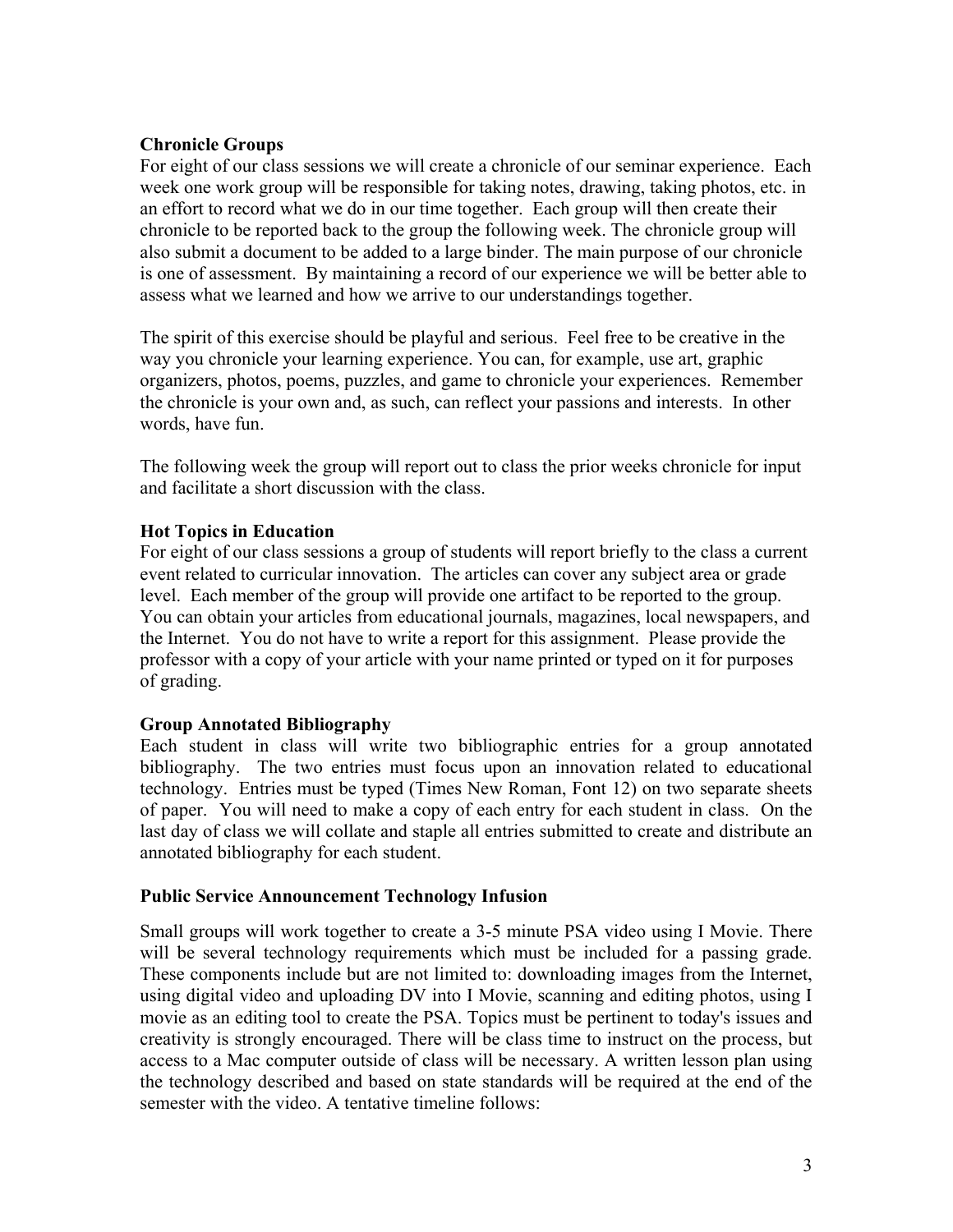**Chronicle Groups**

For eight of our class sessions we will create a chronicle of our seminar experience. Each week one work group will be responsible for taking notes, drawing, taking photos, etc. in an effort to record what we do in our time together. Each group will then create their chronicle to be reported back to the group the following week. The chronicle group will also submit a document to be added to a large binder. The main purpose of our chronicle is one of assessment. By maintaining a record of our experience we will be better able to assess what we learned and how we arrive to our understandings together.

The spirit of this exercise should be playful and serious. Feel free to be creative in the way you chronicle your learning experience. You can, for example, use art, graphic organizers, photos, poems, puzzles, and game to chronicle your experiences. Remember the chronicle is your own and, as such, can reflect your passions and interests. In other words, have fun.

The following week the group will report out to class the prior weeks chronicle for input and facilitate a short discussion with the class.

**Hot Topics in Education**

For eight of our class sessions a group of students will report briefly to the class a current event related to curricular innovation. The articles can cover any subject area or grade level. Each member of the group will provide one artifact to be reported to the group. You can obtain your articles from educational journals, magazines, local newspapers, and the Internet. You do not have to write a report for this assignment. Please provide the professor with a copy of your article with your name printed or typed on it for purposes of grading.

**Group Annotated Bibliography**

Each student in class will write two bibliographic entries for a group annotated bibliography. The two entries must focus upon an innovation related to educational technology. Entries must be typed (Times New Roman, Font 12) on two separate sheets of paper. You will need to make a copy of each entry for each student in class. On the last day of class we will collate and staple all entries submitted to create and distribute an annotated bibliography for each student.

**Public Service Announcement Technology Infusion**

Small groups will work together to create a 3-5 minute PSA video using I Movie. There will be several technology requirements which must be included for a passing grade. These components include but are not limited to: downloading images from the Internet, using digital video and uploading DV into I Movie, scanning and editing photos, using I movie as an editing tool to create the PSA. Topics must be pertinent to today's issues and creativity is strongly encouraged. There will be class time to instruct on the process, but access to a Mac computer outside of class will be necessary. A written lesson plan using the technology described and based on state standards will be required at the end of the semester with the video. A tentative timeline follows: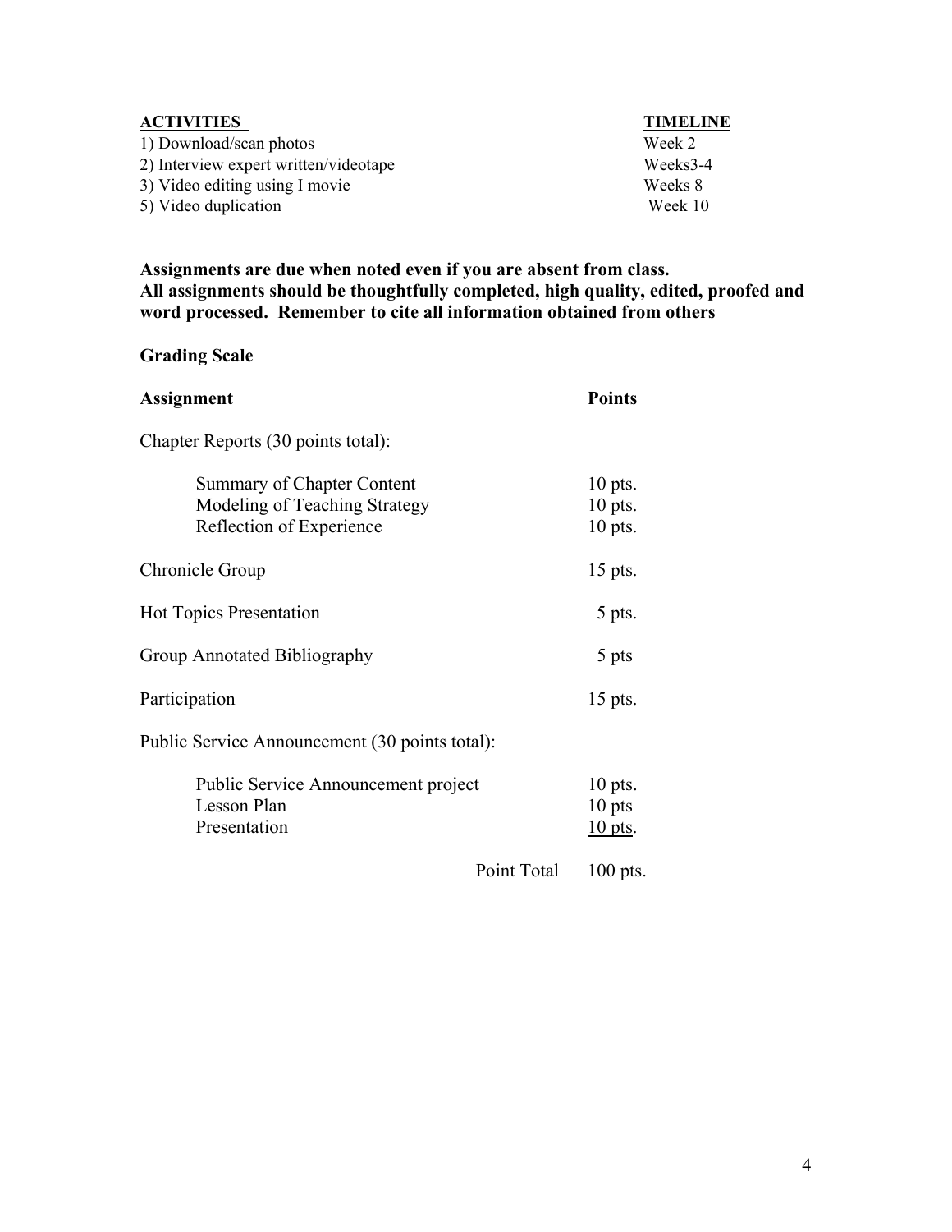| ACTIVITIES | TIMELINE |
|---|---|
| 1) Download/scan photos | Week 2 |
| 2) Interview expert written/videotape | Weeks3-4 |
| 3) Video editing using I movie | Weeks 8 |
| 5) Video duplication | Week 10 |

**Assignments are due when noted even if you are absent from class.**
**All assignments should be thoughtfully completed, high quality, edited, proofed and word processed. Remember to cite all information obtained from others**

**Grading Scale**

| **Assignment** | **Points** |
|---|---|
| Chapter Reports (30 points total): | |
| Summary of Chapter Content | 10 pts. |
| Modeling of Teaching Strategy | 10 pts. |
| Reflection of Experience | 10 pts. |
| Chronicle Group | 15 pts. |
| Hot Topics Presentation | 5 pts. |
| Group Annotated Bibliography | 5 pts |
| Participation | 15 pts. |
| Public Service Announcement (30 points total): | |
| Public Service Announcement project | 10 pts. |
| Lesson Plan | 10 pts |
| Presentation | 10 pts. |
| Point Total | 100 pts. |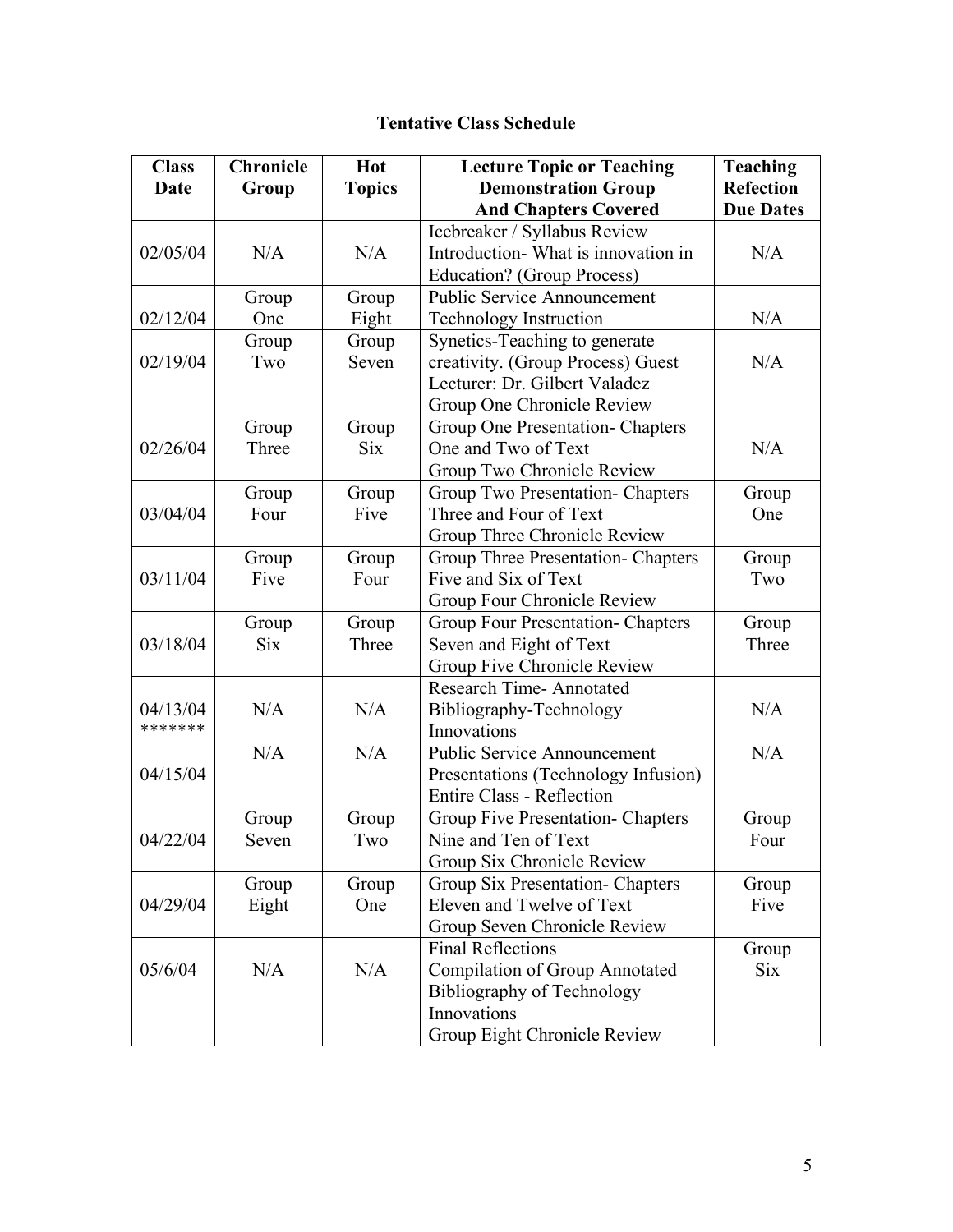**Tentative Class Schedule**

| Class Date | Chronicle Group | Hot Topics | Lecture Topic or Teaching Demonstration Group And Chapters Covered | Teaching Refection Due Dates |
|---|---|---|---|---|
| 02/05/04 | N/A | N/A | Icebreaker / Syllabus Review Introduction- What is innovation in Education? (Group Process) | N/A |
| 02/12/04 | Group One | Group Eight | Public Service Announcement Technology Instruction | N/A |
| 02/19/04 | Group Two | Group Seven | Synetics-Teaching to generate creativity. (Group Process) Guest Lecturer: Dr. Gilbert Valadez Group One Chronicle Review | N/A |
| 02/26/04 | Group Three | Group Six | Group One Presentation- Chapters One and Two of Text Group Two Chronicle Review | N/A |
| 03/04/04 | Group Four | Group Five | Group Two Presentation- Chapters Three and Four of Text Group Three Chronicle Review | Group One |
| 03/11/04 | Group Five | Group Four | Group Three Presentation- Chapters Five and Six of Text Group Four Chronicle Review | Group Two |
| 03/18/04 | Group Six | Group Three | Group Four Presentation- Chapters Seven and Eight of Text Group Five Chronicle Review | Group Three |
| 04/13/04 ******* | N/A | N/A | Research Time- Annotated Bibliography-Technology Innovations | N/A |
| 04/15/04 | N/A | N/A | Public Service Announcement Presentations (Technology Infusion) Entire Class - Reflection | N/A |
| 04/22/04 | Group Seven | Group Two | Group Five Presentation- Chapters Nine and Ten of Text Group Six Chronicle Review | Group Four |
| 04/29/04 | Group Eight | Group One | Group Six Presentation- Chapters Eleven and Twelve of Text Group Seven Chronicle Review | Group Five |
| 05/6/04 | N/A | N/A | Final Reflections Compilation of Group Annotated Bibliography of Technology Innovations Group Eight Chronicle Review | Group Six |